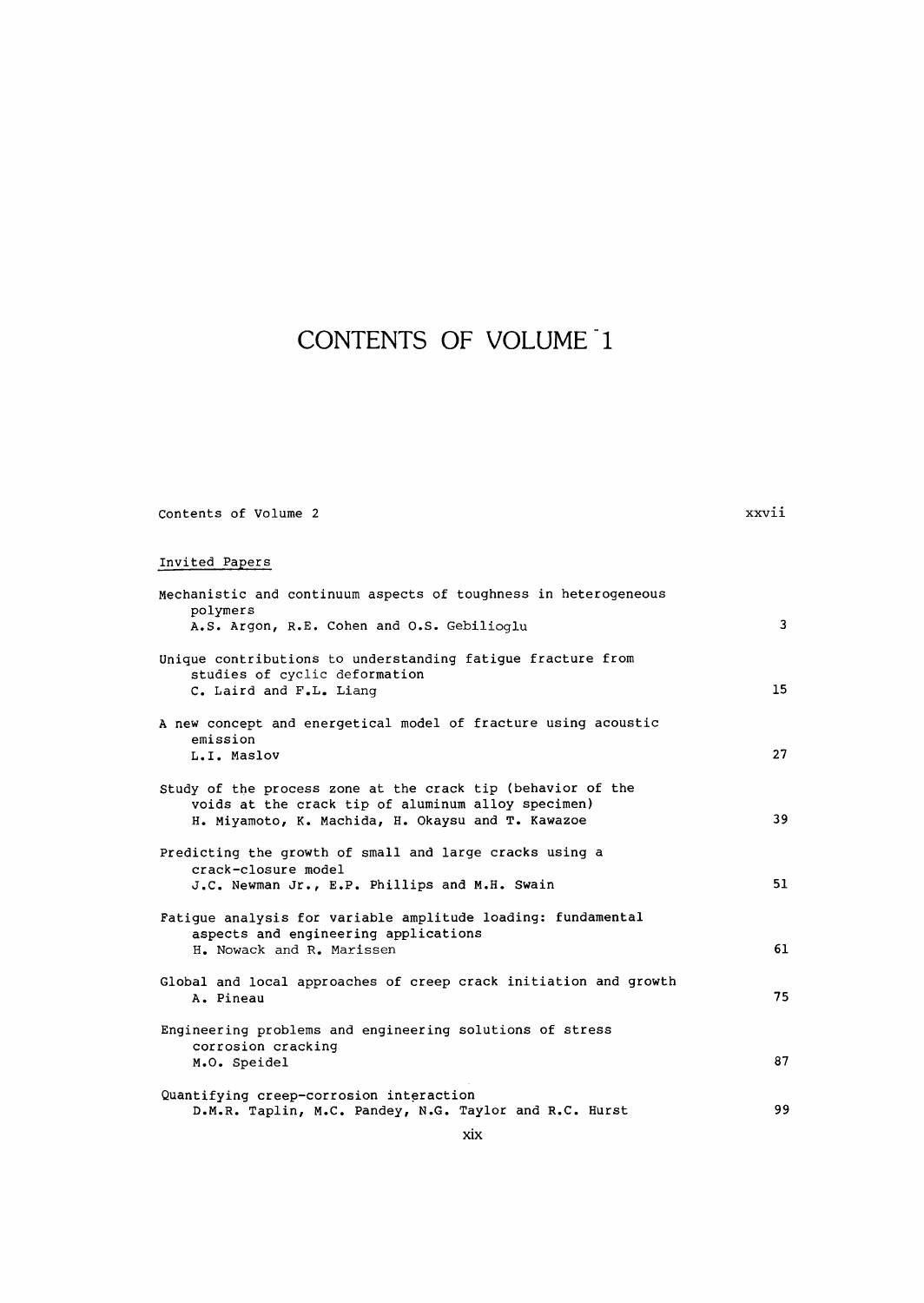# CONTENTS OF VOLUME 1

Contents of Volume 2 xxvii

Invited Papers

Mechanistic and continuum aspects of toughness in heterogeneous polymers
A.S. Argon, R.E. Cohen and O.S. Gebilioglu 3

Unique contributions to understanding fatigue fracture from studies of cyclic deformation
C. Laird and F.L. Liang 15

A new concept and energetical model of fracture using acoustic emission
L.I. Maslov 27

Study of the process zone at the crack tip (behavior of the voids at the crack tip of aluminum alloy specimen)
H. Miyamoto, K. Machida, H. Okaysu and T. Kawazoe 39

Predicting the growth of small and large cracks using a crack-closure model
J.C. Newman Jr., E.P. Phillips and M.H. Swain 51

Fatigue analysis for variable amplitude loading: fundamental aspects and engineering applications
H. Nowack and R. Marissen 61

Global and local approaches of creep crack initiation and growth
A. Pineau 75

Engineering problems and engineering solutions of stress corrosion cracking
M.O. Speidel 87

Quantifying creep-corrosion interaction
D.M.R. Taplin, M.C. Pandey, N.G. Taylor and R.C. Hurst 99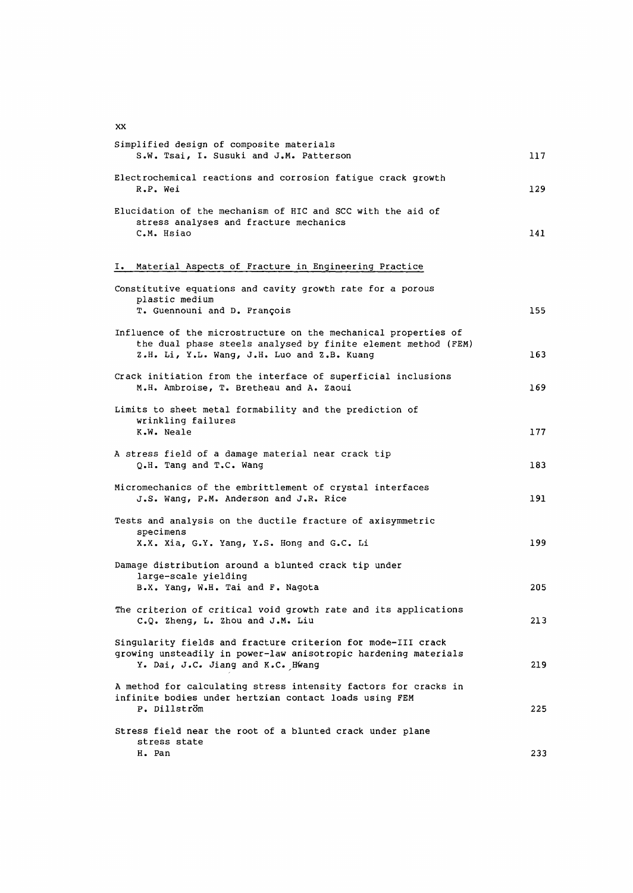| | |
|---|---|
| Simplified design of composite materials<br>S.W. Tsai, I. Susuki and J.M. Patterson | 117 |
| Electrochemical reactions and corrosion fatigue crack growth<br>R.P. Wei | 129 |
| Elucidation of the mechanism of HIC and SCC with the aid of stress analyses and fracture mechanics<br>C.M. Hsiao | 141 |

## I. Material Aspects of Fracture in Engineering Practice

| | |
|---|---|
| Constitutive equations and cavity growth rate for a porous plastic medium<br>T. Guennouni and D. François | 155 |
| Influence of the microstructure on the mechanical properties of the dual phase steels analysed by finite element method (FEM)<br>Z.H. Li, Y.L. Wang, J.H. Luo and Z.B. Kuang | 163 |
| Crack initiation from the interface of superficial inclusions<br>M.H. Ambroise, T. Bretheau and A. Zaoui | 169 |
| Limits to sheet metal formability and the prediction of wrinkling failures<br>K.W. Neale | 177 |
| A stress field of a damage material near crack tip<br>Q.H. Tang and T.C. Wang | 183 |
| Micromechanics of the embrittlement of crystal interfaces<br>J.S. Wang, P.M. Anderson and J.R. Rice | 191 |
| Tests and analysis on the ductile fracture of axisymmetric specimens<br>X.X. Xia, G.Y. Yang, Y.S. Hong and G.C. Li | 199 |
| Damage distribution around a blunted crack tip under large-scale yielding<br>B.X. Yang, W.H. Tai and F. Nagota | 205 |
| The criterion of critical void growth rate and its applications<br>C.Q. Zheng, L. Zhou and J.M. Liu | 213 |
| Singularity fields and fracture criterion for mode-III crack growing unsteadily in power-law anisotropic hardening materials<br>Y. Dai, J.C. Jiang and K.C. Hwang | 219 |
| A method for calculating stress intensity factors for cracks in infinite bodies under hertzian contact loads using FEM<br>P. Dillström | 225 |
| Stress field near the root of a blunted crack under plane stress state<br>H. Pan | 233 |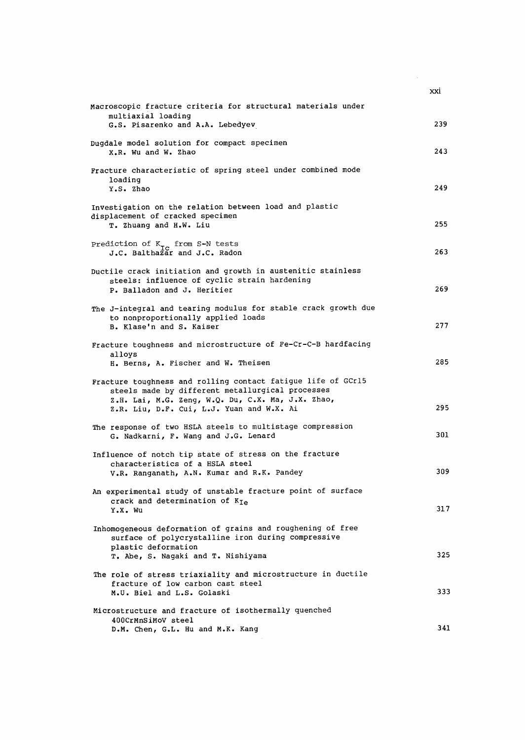Macroscopic fracture criteria for structural materials under multiaxial loading
G.S. Pisarenko and A.A. Lebedyev — 239

Dugdale model solution for compact specimen
X.R. Wu and W. Zhao — 243

Fracture characteristic of spring steel under combined mode loading
Y.S. Zhao — 249

Investigation on the relation between load and plastic displacement of cracked specimen
T. Zhuang and H.W. Liu — 255

Prediction of $K_{IC}$ from S-N tests
J.C. Balthazar and J.C. Radon — 263

Ductile crack initiation and growth in austenitic stainless steels: influence of cyclic strain hardening
P. Balladon and J. Heritier — 269

The J-integral and tearing modulus for stable crack growth due to nonproportionally applied loads
B. Klase'n and S. Kaiser — 277

Fracture toughness and microstructure of Fe-Cr-C-B hardfacing alloys
H. Berns, A. Fischer and W. Theisen — 285

Fracture toughness and rolling contact fatigue life of GCr15 steels made by different metallurgical processes
Z.H. Lai, M.G. Zeng, W.Q. Du, C.X. Ma, J.X. Zhao, Z.R. Liu, D.F. Cui, L.J. Yuan and W.X. Ai — 295

The response of two HSLA steels to multistage compression
G. Nadkarni, F. Wang and J.G. Lenard — 301

Influence of notch tip state of stress on the fracture characteristics of a HSLA steel
V.R. Ranganath, A.N. Kumar and R.K. Pandey — 309

An experimental study of unstable fracture point of surface crack and determination of $K_{Ie}$
Y.X. Wu — 317

Inhomogeneous deformation of grains and roughening of free surface of polycrystalline iron during compressive plastic deformation
T. Abe, S. Nagaki and T. Nishiyama — 325

The role of stress triaxiality and microstructure in ductile fracture of low carbon cast steel
M.U. Biel and L.S. Golaski — 333

Microstructure and fracture of isothermally quenched 400CrMnSiMoV steel
D.M. Chen, G.L. Hu and M.K. Kang — 341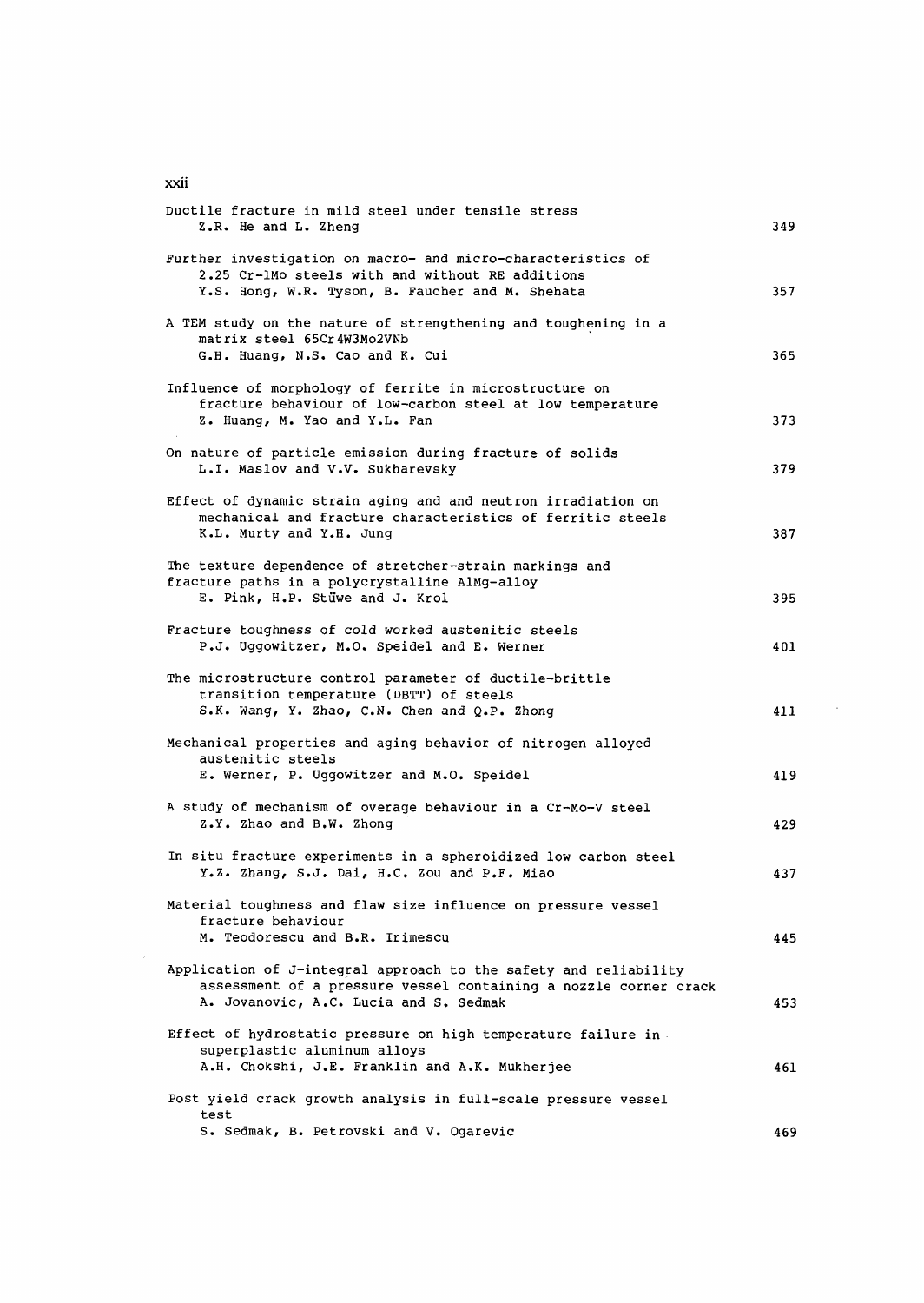| | |
|---|---|
| Ductile fracture in mild steel under tensile stress<br>Z.R. He and L. Zheng | 349 |
| Further investigation on macro- and micro-characteristics of 2.25 Cr-1Mo steels with and without RE additions<br>Y.S. Hong, W.R. Tyson, B. Faucher and M. Shehata | 357 |
| A TEM study on the nature of strengthening and toughening in a matrix steel 65Cr4W3Mo2VNb<br>G.H. Huang, N.S. Cao and K. Cui | 365 |
| Influence of morphology of ferrite in microstructure on fracture behaviour of low-carbon steel at low temperature<br>Z. Huang, M. Yao and Y.L. Fan | 373 |
| On nature of particle emission during fracture of solids<br>L.I. Maslov and V.V. Sukharevsky | 379 |
| Effect of dynamic strain aging and and neutron irradiation on mechanical and fracture characteristics of ferritic steels<br>K.L. Murty and Y.H. Jung | 387 |
| The texture dependence of stretcher-strain markings and fracture paths in a polycrystalline AlMg-alloy<br>E. Pink, H.P. Stüwe and J. Krol | 395 |
| Fracture toughness of cold worked austenitic steels<br>P.J. Uggowitzer, M.O. Speidel and E. Werner | 401 |
| The microstructure control parameter of ductile-brittle transition temperature (DBTT) of steels<br>S.K. Wang, Y. Zhao, C.N. Chen and Q.P. Zhong | 411 |
| Mechanical properties and aging behavior of nitrogen alloyed austenitic steels<br>E. Werner, P. Uggowitzer and M.O. Speidel | 419 |
| A study of mechanism of overage behaviour in a Cr-Mo-V steel<br>Z.Y. Zhao and B.W. Zhong | 429 |
| In situ fracture experiments in a spheroidized low carbon steel<br>Y.Z. Zhang, S.J. Dai, H.C. Zou and P.F. Miao | 437 |
| Material toughness and flaw size influence on pressure vessel fracture behaviour<br>M. Teodorescu and B.R. Irimescu | 445 |
| Application of J-integral approach to the safety and reliability assessment of a pressure vessel containing a nozzle corner crack<br>A. Jovanovic, A.C. Lucia and S. Sedmak | 453 |
| Effect of hydrostatic pressure on high temperature failure in superplastic aluminum alloys<br>A.H. Chokshi, J.E. Franklin and A.K. Mukherjee | 461 |
| Post yield crack growth analysis in full-scale pressure vessel test<br>S. Sedmak, B. Petrovski and V. Ogarevic | 469 |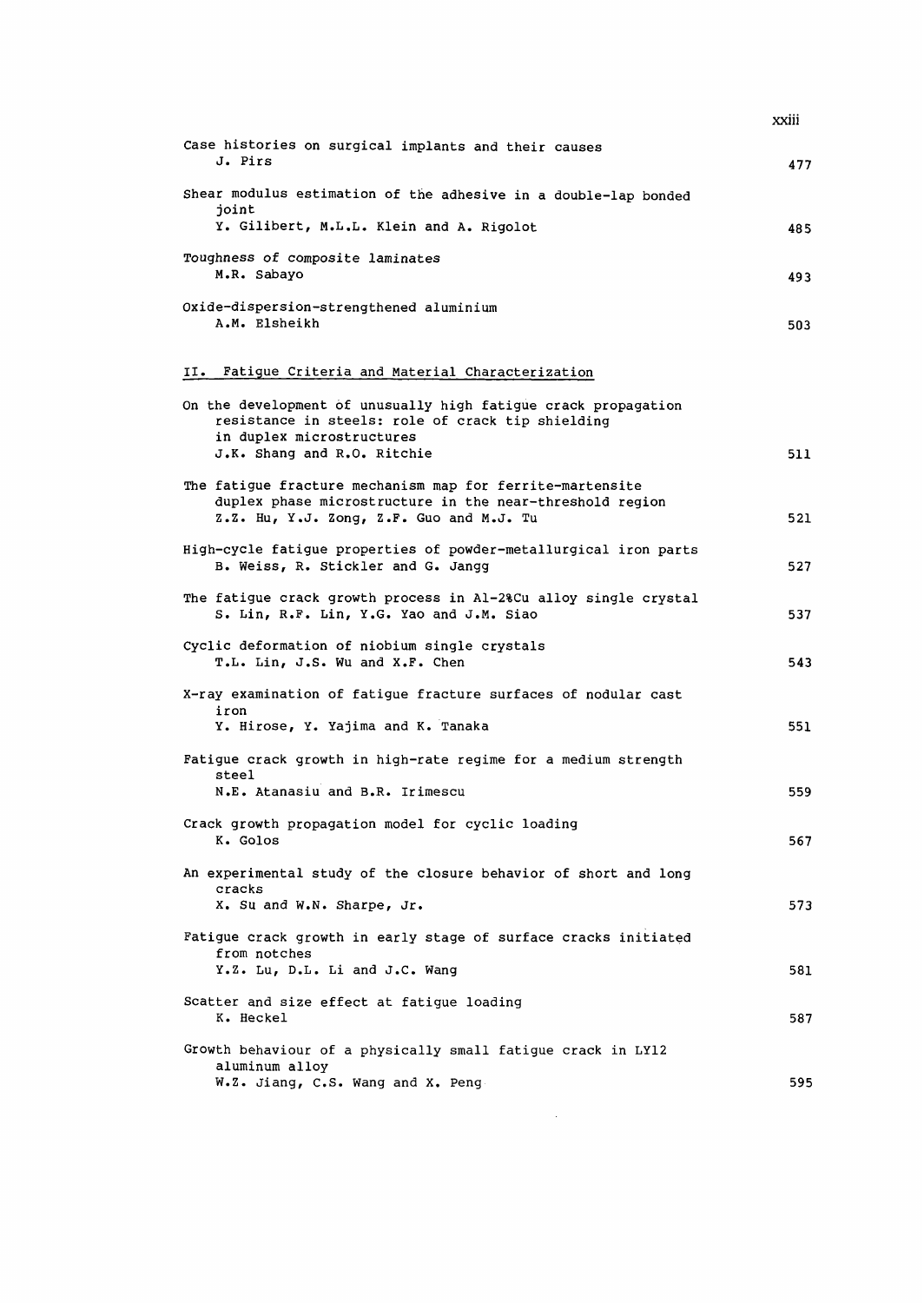Case histories on surgical implants and their causes
J. Pirs — 477

Shear modulus estimation of the adhesive in a double-lap bonded joint
Y. Gilibert, M.L.L. Klein and A. Rigolot — 485

Toughness of composite laminates
M.R. Sabayo — 493

Oxide-dispersion-strengthened aluminium
A.M. Elsheikh — 503

## II. Fatigue Criteria and Material Characterization

On the development of unusually high fatigue crack propagation resistance in steels: role of crack tip shielding in duplex microstructures
J.K. Shang and R.O. Ritchie — 511

The fatigue fracture mechanism map for ferrite-martensite duplex phase microstructure in the near-threshold region
Z.Z. Hu, Y.J. Zong, Z.F. Guo and M.J. Tu — 521

High-cycle fatigue properties of powder-metallurgical iron parts
B. Weiss, R. Stickler and G. Jangg — 527

The fatigue crack growth process in Al-2%Cu alloy single crystal
S. Lin, R.F. Lin, Y.G. Yao and J.M. Siao — 537

Cyclic deformation of niobium single crystals
T.L. Lin, J.S. Wu and X.F. Chen — 543

X-ray examination of fatigue fracture surfaces of nodular cast iron
Y. Hirose, Y. Yajima and K. Tanaka — 551

Fatigue crack growth in high-rate regime for a medium strength steel
N.E. Atanasiu and B.R. Irimescu — 559

Crack growth propagation model for cyclic loading
K. Golos — 567

An experimental study of the closure behavior of short and long cracks
X. Su and W.N. Sharpe, Jr. — 573

Fatigue crack growth in early stage of surface cracks initiated from notches
Y.Z. Lu, D.L. Li and J.C. Wang — 581

Scatter and size effect at fatigue loading
K. Heckel — 587

Growth behaviour of a physically small fatigue crack in LY12 aluminum alloy
W.Z. Jiang, C.S. Wang and X. Peng — 595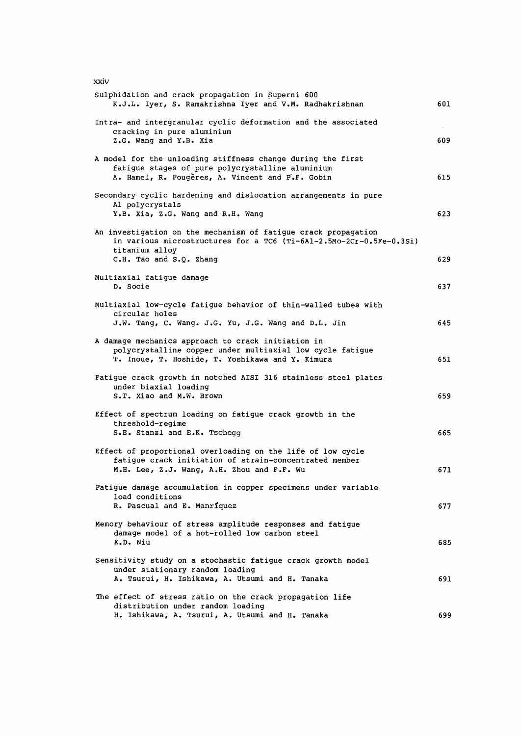Sulphidation and crack propagation in Superni 600
K.J.L. Iyer, S. Ramakrishna Iyer and V.M. Radhakrishnan — 601

Intra- and intergranular cyclic deformation and the associated cracking in pure aluminium
Z.G. Wang and Y.B. Xia — 609

A model for the unloading stiffness change during the first fatigue stages of pure polycrystalline aluminium
A. Hamel, R. Fougères, A. Vincent and P.F. Gobin — 615

Secondary cyclic hardening and dislocation arrangements in pure Al polycrystals
Y.B. Xia, Z.G. Wang and R.H. Wang — 623

An investigation on the mechanism of fatigue crack propagation in various microstructures for a TC6 (Ti-6Al-2.5Mo-2Cr-0.5Fe-0.3Si) titanium alloy
C.H. Tao and S.Q. Zhang — 629

Multiaxial fatigue damage
D. Socie — 637

Multiaxial low-cycle fatigue behavior of thin-walled tubes with circular holes
J.W. Tang, C. Wang. J.G. Yu, J.G. Wang and D.L. Jin — 645

A damage mechanics approach to crack initiation in polycrystalline copper under multiaxial low cycle fatigue
T. Inoue, T. Hoshide, T. Yoshikawa and Y. Kimura — 651

Fatigue crack growth in notched AISI 316 stainless steel plates under biaxial loading
S.T. Xiao and M.W. Brown — 659

Effect of spectrum loading on fatigue crack growth in the threshold-regime
S.E. Stanzl and E.K. Tschegg — 665

Effect of proportional overloading on the life of low cycle fatigue crack initiation of strain-concentrated member
M.H. Lee, Z.J. Wang, A.H. Zhou and F.F. Wu — 671

Fatigue damage accumulation in copper specimens under variable load conditions
R. Pascual and E. Manríquez — 677

Memory behaviour of stress amplitude responses and fatigue damage model of a hot-rolled low carbon steel
X.D. Niu — 685

Sensitivity study on a stochastic fatigue crack growth model under stationary random loading
A. Tsurui, H. Ishikawa, A. Utsumi and H. Tanaka — 691

The effect of stress ratio on the crack propagation life distribution under random loading
H. Ishikawa, A. Tsurui, A. Utsumi and H. Tanaka — 699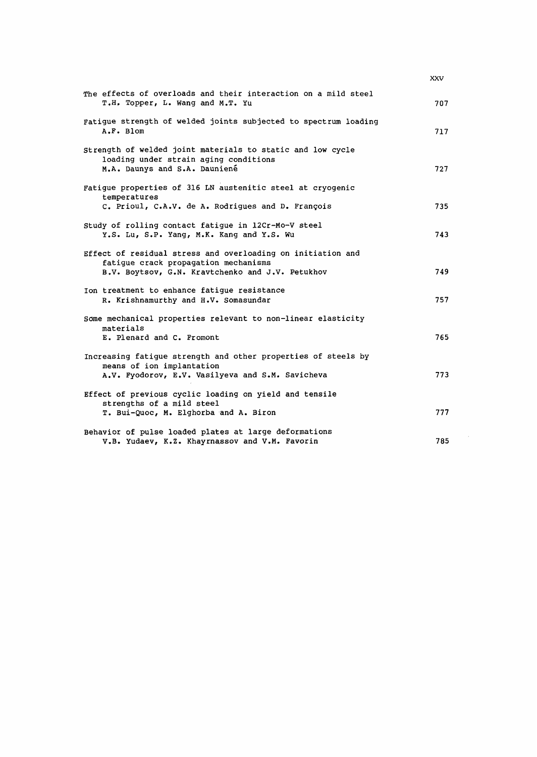The effects of overloads and their interaction on a mild steel
T.H. Topper, L. Wang and M.T. Yu — 707

Fatigue strength of welded joints subjected to spectrum loading
A.F. Blom — 717

Strength of welded joint materials to static and low cycle loading under strain aging conditions
M.A. Daunys and S.A. Daunienė — 727

Fatigue properties of 316 LN austenitic steel at cryogenic temperatures
C. Prioul, C.A.V. de A. Rodrigues and D. François — 735

Study of rolling contact fatigue in 12Cr-Mo-V steel
Y.S. Lu, S.P. Yang, M.K. Kang and Y.S. Wu — 743

Effect of residual stress and overloading on initiation and fatigue crack propagation mechanisms
B.V. Boytsov, G.N. Kravtchenko and J.V. Petukhov — 749

Ion treatment to enhance fatigue resistance
R. Krishnamurthy and H.V. Somasundar — 757

Some mechanical properties relevant to non-linear elasticity materials
E. Plenard and C. Fromont — 765

Increasing fatigue strength and other properties of steels by means of ion implantation
A.V. Fyodorov, E.V. Vasilyeva and S.M. Savicheva — 773

Effect of previous cyclic loading on yield and tensile strengths of a mild steel
T. Bui-Quoc, M. Elghorba and A. Biron — 777

Behavior of pulse loaded plates at large deformations
V.B. Yudaev, K.Z. Khayrnassov and V.M. Favorin — 785